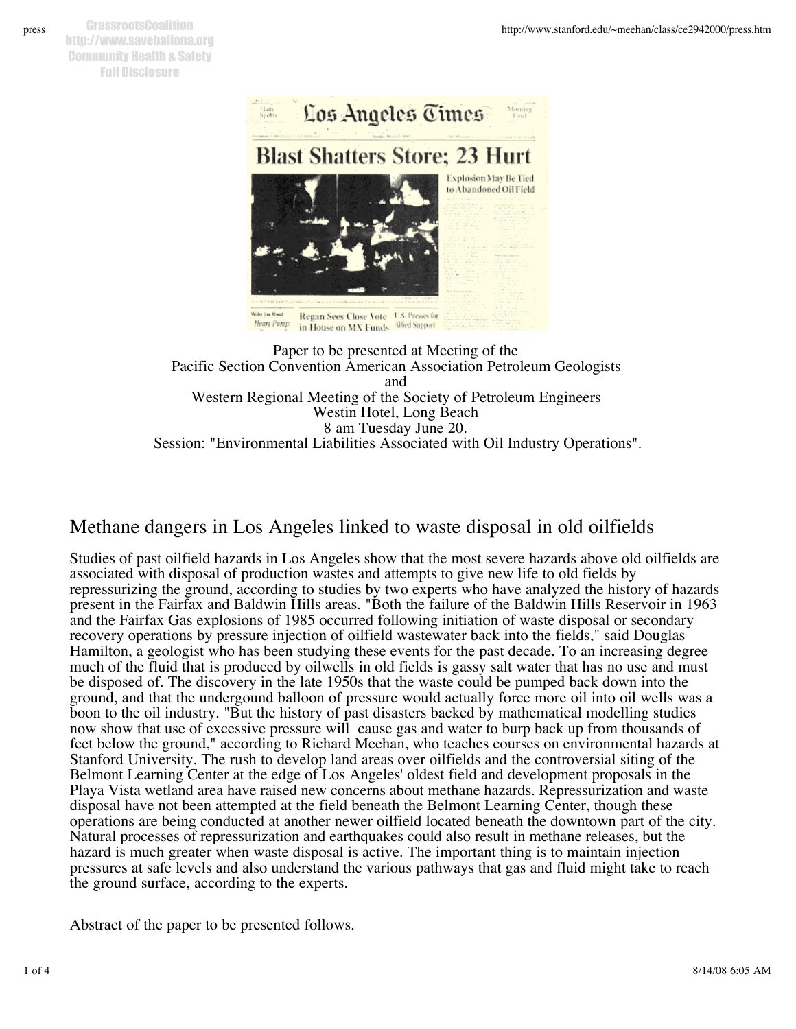Paper to be presented at Meeting of the
Pacific Section Convention American Association Petroleum Geologists
and
Western Regional Meeting of the Society of Petroleum Engineers
Westin Hotel, Long Beach
8 am Tuesday June 20.
Session: "Environmental Liabilities Associated with Oil Industry Operations".

## Methane dangers in Los Angeles linked to waste disposal in old oilfields

Studies of past oilfield hazards in Los Angeles show that the most severe hazards above old oilfields are associated with disposal of production wastes and attempts to give new life to old fields by repressurizing the ground, according to studies by two experts who have analyzed the history of hazards present in the Fairfax and Baldwin Hills areas. "Both the failure of the Baldwin Hills Reservoir in 1963 and the Fairfax Gas explosions of 1985 occurred following initiation of waste disposal or secondary recovery operations by pressure injection of oilfield wastewater back into the fields," said Douglas Hamilton, a geologist who has been studying these events for the past decade. To an increasing degree much of the fluid that is produced by oilwells in old fields is gassy salt water that has no use and must be disposed of. The discovery in the late 1950s that the waste could be pumped back down into the ground, and that the undergound balloon of pressure would actually force more oil into oil wells was a boon to the oil industry. "But the history of past disasters backed by mathematical modelling studies now show that use of excessive pressure will cause gas and water to burp back up from thousands of feet below the ground," according to Richard Meehan, who teaches courses on environmental hazards at Stanford University. The rush to develop land areas over oilfields and the controversial siting of the Belmont Learning Center at the edge of Los Angeles' oldest field and development proposals in the Playa Vista wetland area have raised new concerns about methane hazards. Repressurization and waste disposal have not been attempted at the field beneath the Belmont Learning Center, though these operations are being conducted at another newer oilfield located beneath the downtown part of the city. Natural processes of repressurization and earthquakes could also result in methane releases, but the hazard is much greater when waste disposal is active. The important thing is to maintain injection pressures at safe levels and also understand the various pathways that gas and fluid might take to reach the ground surface, according to the experts.

Abstract of the paper to be presented follows.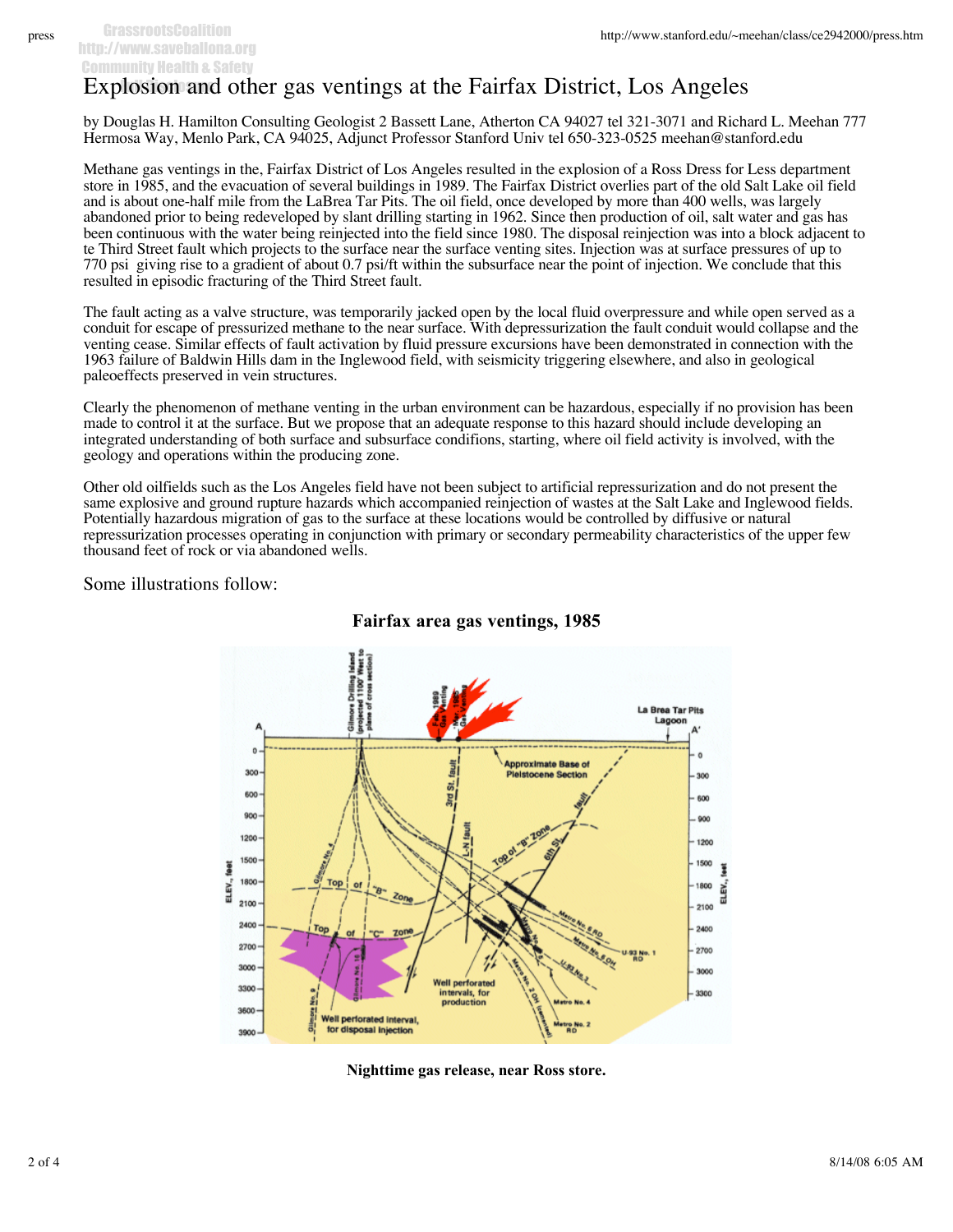# Explosion and other gas ventings at the Fairfax District, Los Angeles

by Douglas H. Hamilton Consulting Geologist 2 Bassett Lane, Atherton CA 94027 tel 321-3071 and Richard L. Meehan 777 Hermosa Way, Menlo Park, CA 94025, Adjunct Professor Stanford Univ tel 650-323-0525 meehan@stanford.edu

Methane gas ventings in the, Fairfax District of Los Angeles resulted in the explosion of a Ross Dress for Less department store in 1985, and the evacuation of several buildings in 1989. The Fairfax District overlies part of the old Salt Lake oil field and is about one-half mile from the LaBrea Tar Pits. The oil field, once developed by more than 400 wells, was largely abandoned prior to being redeveloped by slant drilling starting in 1962. Since then production of oil, salt water and gas has been continuous with the water being reinjected into the field since 1980. The disposal reinjection was into a block adjacent to te Third Street fault which projects to the surface near the surface venting sites. Injection was at surface pressures of up to 770 psi giving rise to a gradient of about 0.7 psi/ft within the subsurface near the point of injection. We conclude that this resulted in episodic fracturing of the Third Street fault.

The fault acting as a valve structure, was temporarily jacked open by the local fluid overpressure and while open served as a conduit for escape of pressurized methane to the near surface. With depressurization the fault conduit would collapse and the venting cease. Similar effects of fault activation by fluid pressure excursions have been demonstrated in connection with the 1963 failure of Baldwin Hills dam in the Inglewood field, with seismicity triggering elsewhere, and also in geological paleoeffects preserved in vein structures.

Clearly the phenomenon of methane venting in the urban environment can be hazardous, especially if no provision has been made to control it at the surface. But we propose that an adequate response to this hazard should include developing an integrated understanding of both surface and subsurface conditions, starting, where oil field activity is involved, with the geology and operations within the producing zone.

Other old oilfields such as the Los Angeles field have not been subject to artificial repressurization and do not present the same explosive and ground rupture hazards which accompanied reinjection of wastes at the Salt Lake and Inglewood fields. Potentially hazardous migration of gas to the surface at these locations would be controlled by diffusive or natural repressurization processes operating in conjunction with primary or secondary permeability characteristics of the upper few thousand feet of rock or via abandoned wells.

Some illustrations follow:

**Fairfax area gas ventings, 1985**

**Nighttime gas release, near Ross store.**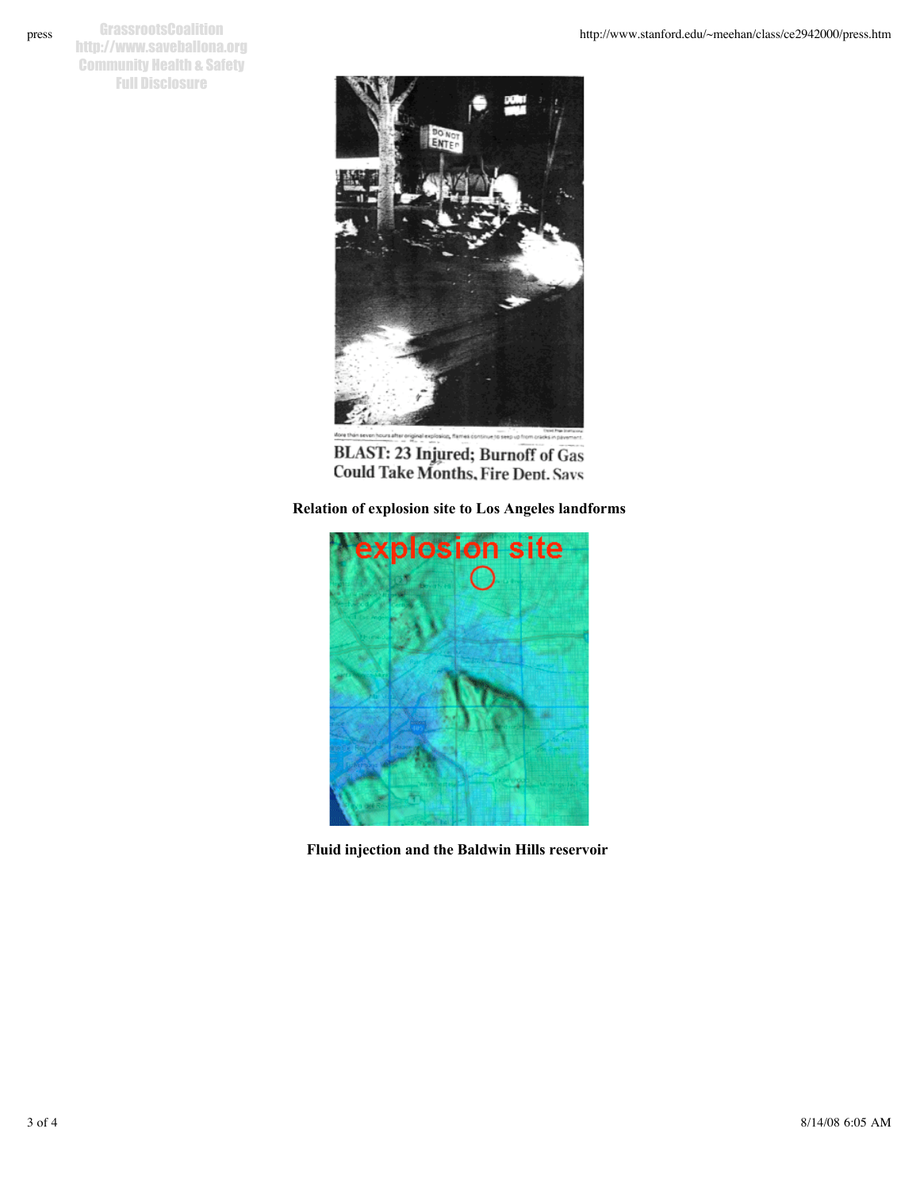More than seven hours after original explosion, flames continue to seep up from cracks in pavement.

BLAST: 23 Injured; Burnoff of Gas Could Take Months, Fire Dept. Says

**Relation of explosion site to Los Angeles landforms**

**Fluid injection and the Baldwin Hills reservoir**